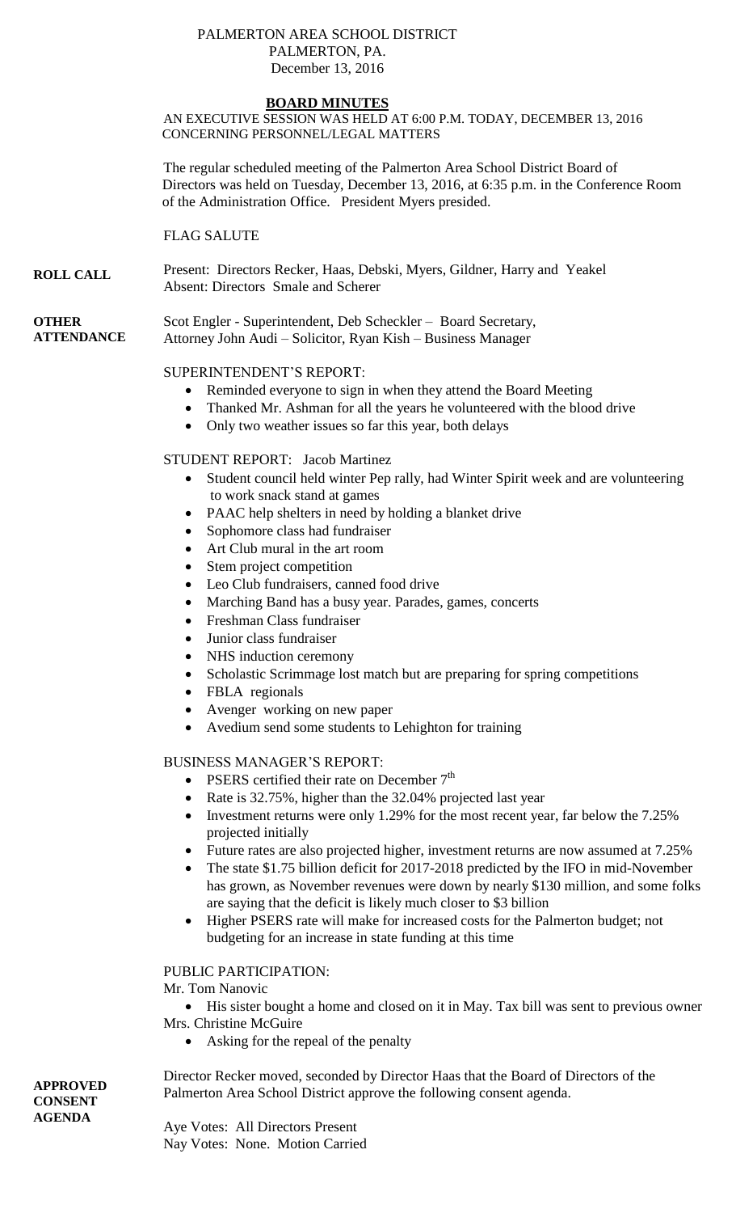PALMERTON AREA SCHOOL DISTRICT
PALMERTON, PA.
December 13, 2016

# BOARD MINUTES

AN EXECUTIVE SESSION WAS HELD AT 6:00 P.M. TODAY, DECEMBER 13, 2016 CONCERNING PERSONNEL/LEGAL MATTERS

The regular scheduled meeting of the Palmerton Area School District Board of Directors was held on Tuesday, December 13, 2016, at 6:35 p.m. in the Conference Room of the Administration Office. President Myers presided.

FLAG SALUTE

**ROLL CALL**

Present: Directors Recker, Haas, Debski, Myers, Gildner, Harry and Yeakel
Absent: Directors Smale and Scherer

**OTHER ATTENDANCE**

Scot Engler - Superintendent, Deb Scheckler – Board Secretary, Attorney John Audi – Solicitor, Ryan Kish – Business Manager

SUPERINTENDENT'S REPORT:

- Reminded everyone to sign in when they attend the Board Meeting
- Thanked Mr. Ashman for all the years he volunteered with the blood drive
- Only two weather issues so far this year, both delays

STUDENT REPORT: Jacob Martinez

- Student council held winter Pep rally, had Winter Spirit week and are volunteering to work snack stand at games
- PAAC help shelters in need by holding a blanket drive
- Sophomore class had fundraiser
- Art Club mural in the art room
- Stem project competition
- Leo Club fundraisers, canned food drive
- Marching Band has a busy year. Parades, games, concerts
- Freshman Class fundraiser
- Junior class fundraiser
- NHS induction ceremony
- Scholastic Scrimmage lost match but are preparing for spring competitions
- FBLA regionals
- Avenger working on new paper
- Avedium send some students to Lehighton for training

BUSINESS MANAGER'S REPORT:

- PSERS certified their rate on December 7th
- Rate is 32.75%, higher than the 32.04% projected last year
- Investment returns were only 1.29% for the most recent year, far below the 7.25% projected initially
- Future rates are also projected higher, investment returns are now assumed at 7.25%
- The state $1.75 billion deficit for 2017-2018 predicted by the IFO in mid-November has grown, as November revenues were down by nearly $130 million, and some folks are saying that the deficit is likely much closer to $3 billion
- Higher PSERS rate will make for increased costs for the Palmerton budget; not budgeting for an increase in state funding at this time

PUBLIC PARTICIPATION:

Mr. Tom Nanovic

- His sister bought a home and closed on it in May. Tax bill was sent to previous owner

Mrs. Christine McGuire

- Asking for the repeal of the penalty

**APPROVED CONSENT AGENDA**

Director Recker moved, seconded by Director Haas that the Board of Directors of the Palmerton Area School District approve the following consent agenda.

Aye Votes: All Directors Present
Nay Votes: None. Motion Carried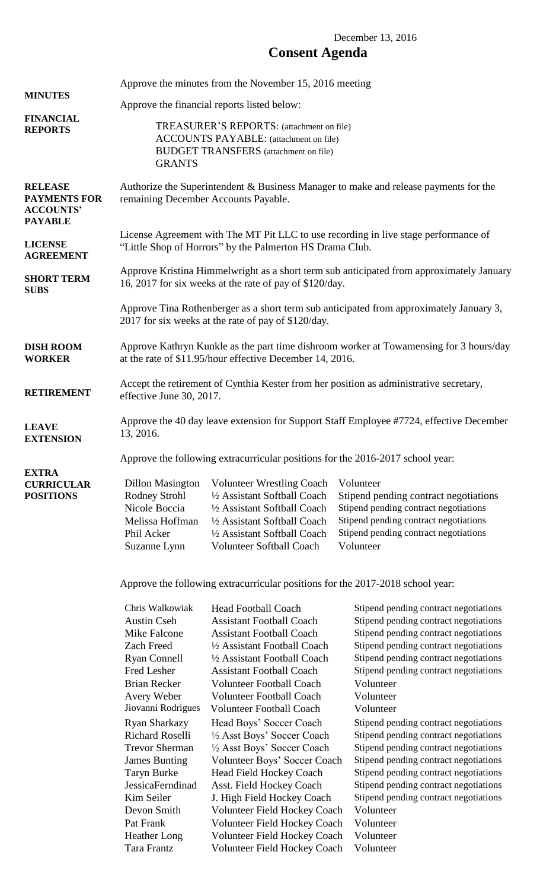December 13, 2016

# Consent Agenda

**MINUTES**

Approve the minutes from the November 15, 2016 meeting

**FINANCIAL REPORTS**

Approve the financial reports listed below:

- TREASURER'S REPORTS: (attachment on file)
- ACCOUNTS PAYABLE: (attachment on file)
- BUDGET TRANSFERS (attachment on file)
- GRANTS

**RELEASE PAYMENTS FOR ACCOUNTS' PAYABLE**

Authorize the Superintendent & Business Manager to make and release payments for the remaining December Accounts Payable.

**LICENSE AGREEMENT**

License Agreement with The MT Pit LLC to use recording in live stage performance of "Little Shop of Horrors" by the Palmerton HS Drama Club.

**SHORT TERM SUBS**

Approve Kristina Himmelwright as a short term sub anticipated from approximately January 16, 2017 for six weeks at the rate of pay of $120/day.

Approve Tina Rothenberger as a short term sub anticipated from approximately January 3, 2017 for six weeks at the rate of pay of $120/day.

**DISH ROOM WORKER**

Approve Kathryn Kunkle as the part time dishroom worker at Towamensing for 3 hours/day at the rate of $11.95/hour effective December 14, 2016.

**RETIREMENT**

Accept the retirement of Cynthia Kester from her position as administrative secretary, effective June 30, 2017.

**LEAVE EXTENSION**

Approve the 40 day leave extension for Support Staff Employee #7724, effective December 13, 2016.

**EXTRA CURRICULAR POSITIONS**

Approve the following extracurricular positions for the 2016-2017 school year:

| | | |
|---|---|---|
| Dillon Masington | Volunteer Wrestling Coach | Volunteer |
| Rodney Strohl | ½ Assistant Softball Coach | Stipend pending contract negotiations |
| Nicole Boccia | ½ Assistant Softball Coach | Stipend pending contract negotiations |
| Melissa Hoffman | ½ Assistant Softball Coach | Stipend pending contract negotiations |
| Phil Acker | ½ Assistant Softball Coach | Stipend pending contract negotiations |
| Suzanne Lynn | Volunteer Softball Coach | Volunteer |

Approve the following extracurricular positions for the 2017-2018 school year:

| | | |
|---|---|---|
| Chris Walkowiak | Head Football Coach | Stipend pending contract negotiations |
| Austin Cseh | Assistant Football Coach | Stipend pending contract negotiations |
| Mike Falcone | Assistant Football Coach | Stipend pending contract negotiations |
| Zach Freed | ½ Assistant Football Coach | Stipend pending contract negotiations |
| Ryan Connell | ½ Assistant Football Coach | Stipend pending contract negotiations |
| Fred Lesher | Assistant Football Coach | Stipend pending contract negotiations |
| Brian Recker | Volunteer Football Coach | Volunteer |
| Avery Weber | Volunteer Football Coach | Volunteer |
| Jiovanni Rodrigues | Volunteer Football Coach | Volunteer |
| Ryan Sharkazy | Head Boys' Soccer Coach | Stipend pending contract negotiations |
| Richard Roselli | ½ Asst Boys' Soccer Coach | Stipend pending contract negotiations |
| Trevor Sherman | ½ Asst Boys' Soccer Coach | Stipend pending contract negotiations |
| James Bunting | Volunteer Boys' Soccer Coach | Stipend pending contract negotiations |
| Taryn Burke | Head Field Hockey Coach | Stipend pending contract negotiations |
| JessicaFerndinad | Asst. Field Hockey Coach | Stipend pending contract negotiations |
| Kim Seiler | J. High Field Hockey Coach | Stipend pending contract negotiations |
| Devon Smith | Volunteer Field Hockey Coach | Volunteer |
| Pat Frank | Volunteer Field Hockey Coach | Volunteer |
| Heather Long | Volunteer Field Hockey Coach | Volunteer |
| Tara Frantz | Volunteer Field Hockey Coach | Volunteer |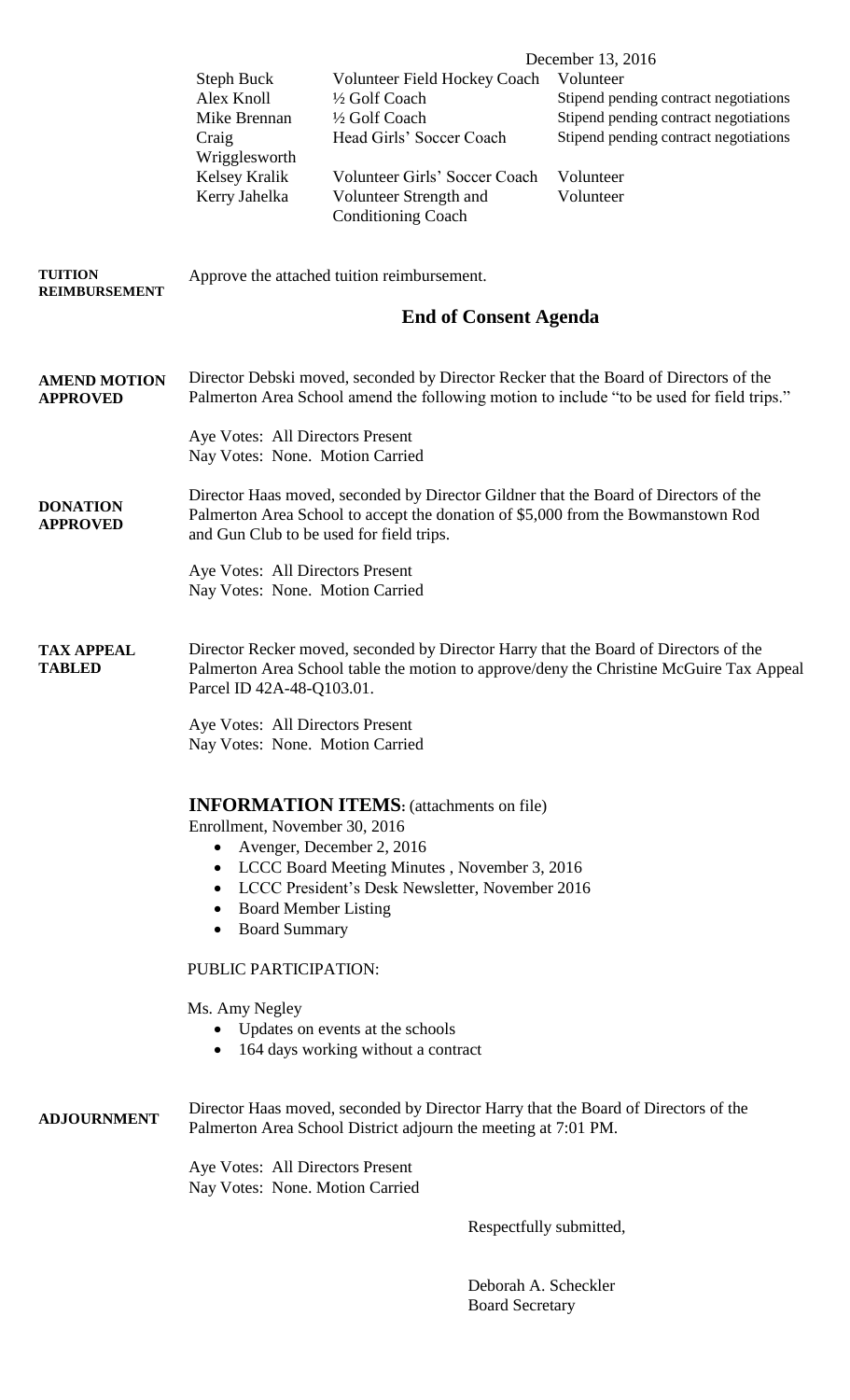December 13, 2016

| | | |
|---|---|---|
| Steph Buck | Volunteer Field Hockey Coach | Volunteer |
| Alex Knoll | ½ Golf Coach | Stipend pending contract negotiations |
| Mike Brennan | ½ Golf Coach | Stipend pending contract negotiations |
| Craig Wrigglesworth | Head Girls' Soccer Coach | Stipend pending contract negotiations |
| Kelsey Kralik | Volunteer Girls' Soccer Coach | Volunteer |
| Kerry Jahelka | Volunteer Strength and Conditioning Coach | Volunteer |

**TUITION REIMBURSEMENT**

Approve the attached tuition reimbursement.

## End of Consent Agenda

**AMEND MOTION APPROVED**

Director Debski moved, seconded by Director Recker that the Board of Directors of the Palmerton Area School amend the following motion to include "to be used for field trips."

Aye Votes: All Directors Present
Nay Votes: None. Motion Carried

**DONATION APPROVED**

Director Haas moved, seconded by Director Gildner that the Board of Directors of the Palmerton Area School to accept the donation of $5,000 from the Bowmanstown Rod and Gun Club to be used for field trips.

Aye Votes: All Directors Present
Nay Votes: None. Motion Carried

**TAX APPEAL TABLED**

Director Recker moved, seconded by Director Harry that the Board of Directors of the Palmerton Area School table the motion to approve/deny the Christine McGuire Tax Appeal Parcel ID 42A-48-Q103.01.

Aye Votes: All Directors Present
Nay Votes: None. Motion Carried

**INFORMATION ITEMS:** (attachments on file)

Enrollment, November 30, 2016

- Avenger, December 2, 2016
- LCCC Board Meeting Minutes , November 3, 2016
- LCCC President's Desk Newsletter, November 2016
- Board Member Listing
- Board Summary

PUBLIC PARTICIPATION:

Ms. Amy Negley

- Updates on events at the schools
- 164 days working without a contract

**ADJOURNMENT**

Director Haas moved, seconded by Director Harry that the Board of Directors of the Palmerton Area School District adjourn the meeting at 7:01 PM.

Aye Votes: All Directors Present
Nay Votes: None. Motion Carried

Respectfully submitted,

Deborah A. Scheckler
Board Secretary